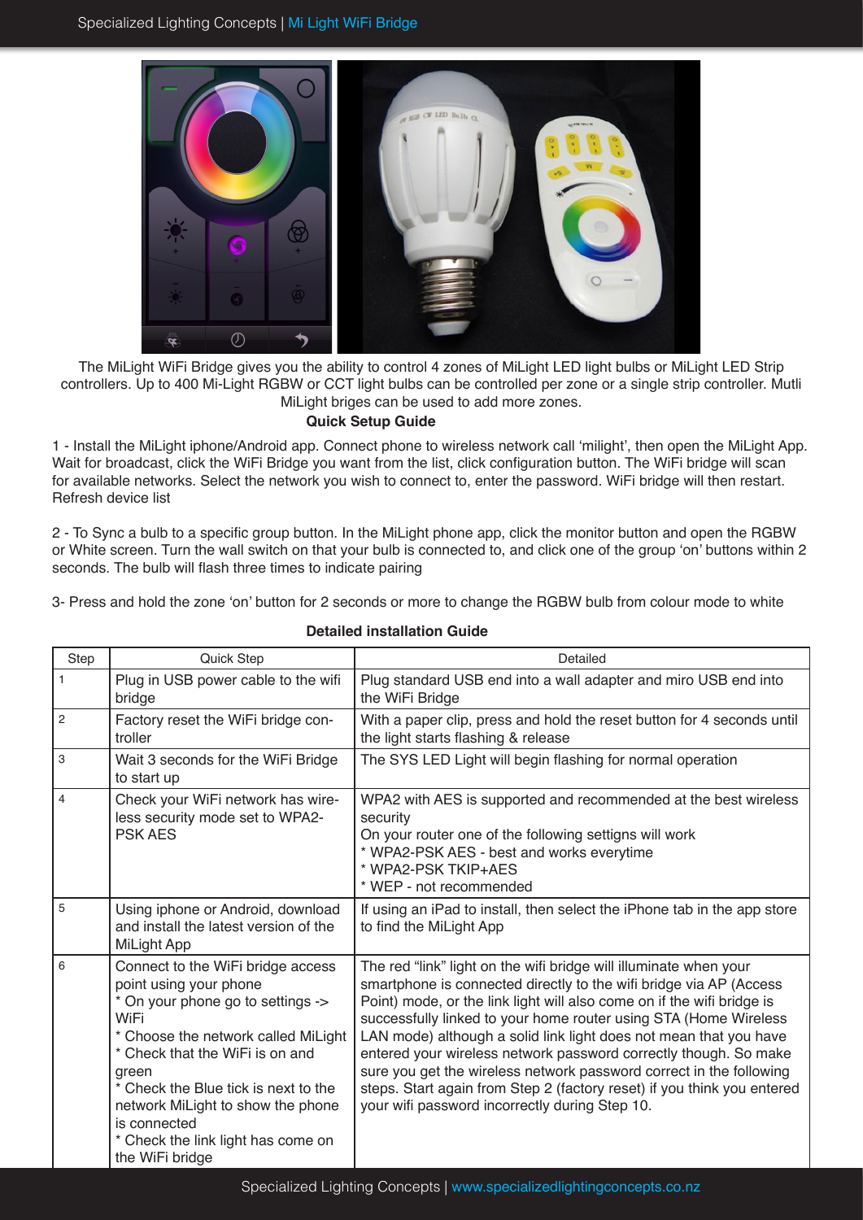The MiLight WiFi Bridge gives you the ability to control 4 zones of MiLight LED light bulbs or MiLight LED Strip controllers. Up to 400 Mi-Light RGBW or CCT light bulbs can be controlled per zone or a single strip controller. Mutli MiLight briges can be used to add more zones.

**Quick Setup Guide**

1 - Install the MiLight iphone/Android app. Connect phone to wireless network call 'milight', then open the MiLight App. Wait for broadcast, click the WiFi Bridge you want from the list, click configuration button. The WiFi bridge will scan for available networks. Select the network you wish to connect to, enter the password. WiFi bridge will then restart. Refresh device list

2 - To Sync a bulb to a specific group button. In the MiLight phone app, click the monitor button and open the RGBW or White screen. Turn the wall switch on that your bulb is connected to, and click one of the group 'on' buttons within 2 seconds. The bulb will flash three times to indicate pairing

3- Press and hold the zone 'on' button for 2 seconds or more to change the RGBW bulb from colour mode to white

**Detailed installation Guide**

| Step | Quick Step | Detailed |
|---|---|---|
| 1 | Plug in USB power cable to the wifi bridge | Plug standard USB end into a wall adapter and miro USB end into the WiFi Bridge |
| 2 | Factory reset the WiFi bridge controller | With a paper clip, press and hold the reset button for 4 seconds until the light starts flashing & release |
| 3 | Wait 3 seconds for the WiFi Bridge to start up | The SYS LED Light will begin flashing for normal operation |
| 4 | Check your WiFi network has wireless security mode set to WPA2-PSK AES | WPA2 with AES is supported and recommended at the best wireless security<br>On your router one of the following settigns will work<br>* WPA2-PSK AES - best and works everytime<br>* WPA2-PSK TKIP+AES<br>* WEP - not recommended |
| 5 | Using iphone or Android, download and install the latest version of the MiLight App | If using an iPad to install, then select the iPhone tab in the app store to find the MiLight App |
| 6 | Connect to the WiFi bridge access point using your phone<br>* On your phone go to settings -> WiFi<br>* Choose the network called MiLight<br>* Check that the WiFi is on and green<br>* Check the Blue tick is next to the network MiLight to show the phone is connected<br>* Check the link light has come on the WiFi bridge | The red "link" light on the wifi bridge will illuminate when your smartphone is connected directly to the wifi bridge via AP (Access Point) mode, or the link light will also come on if the wifi bridge is successfully linked to your home router using STA (Home Wireless LAN mode) although a solid link light does not mean that you have entered your wireless network password correctly though. So make sure you get the wireless network password correct in the following steps. Start again from Step 2 (factory reset) if you think you entered your wifi password incorrectly during Step 10. |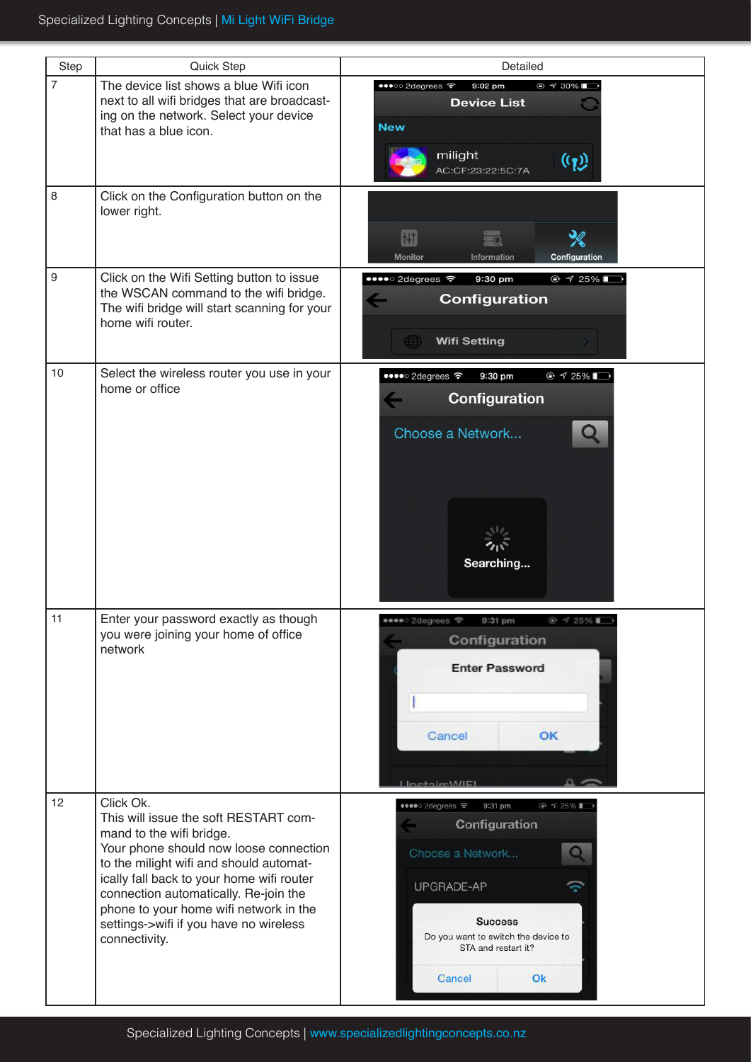| Step | Quick Step | Detailed |
|---|---|---|
| 7 | The device list shows a blue Wifi icon next to all wifi bridges that are broadcasting on the network. Select your device that has a blue icon. | |
| 8 | Click on the Configuration button on the lower right. | |
| 9 | Click on the Wifi Setting button to issue the WSCAN command to the wifi bridge. The wifi bridge will start scanning for your home wifi router. | |
| 10 | Select the wireless router you use in your home or office | |
| 11 | Enter your password exactly as though you were joining your home of office network | |
| 12 | Click Ok.<br>This will issue the soft RESTART command to the wifi bridge.<br>Your phone should now loose connection to the milight wifi and should automatically fall back to your home wifi router connection automatically. Re-join the phone to your home wifi network in the settings->wifi if you have no wireless connectivity. | |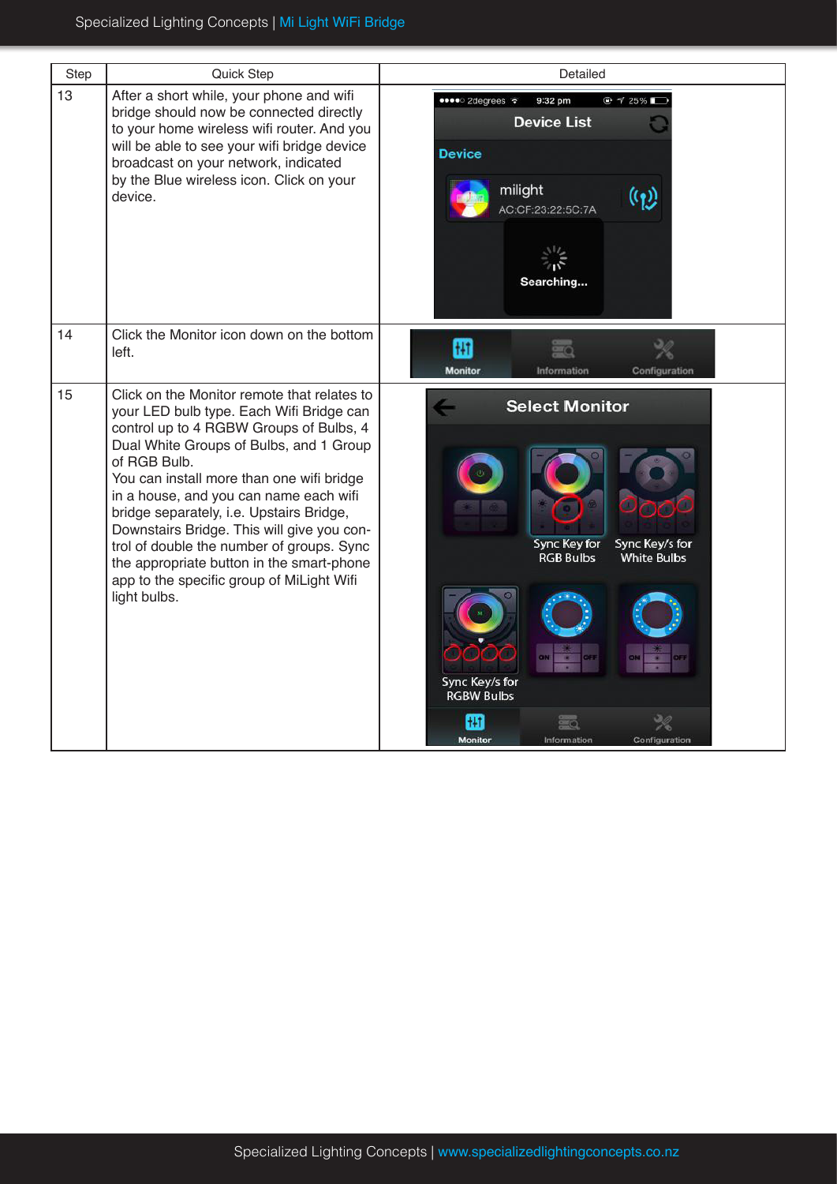| Step | Quick Step | Detailed |
| --- | --- | --- |
| 13 | After a short while, your phone and wifi bridge should now be connected directly to your home wireless wifi router. And you will be able to see your wifi bridge device broadcast on your network, indicated by the Blue wireless icon. Click on your device. | 2degrees 9:32 pm 25% Device List Device milight AC:CF:23:22:5C:7A Searching... |
| 14 | Click the Monitor icon down on the bottom left. | Monitor Information Configuration |
| 15 | Click on the Monitor remote that relates to your LED bulb type. Each Wifi Bridge can control up to 4 RGBW Groups of Bulbs, 4 Dual White Groups of Bulbs, and 1 Group of RGB Bulb.<br>You can install more than one wifi bridge in a house, and you can name each wifi bridge separately, i.e. Upstairs Bridge, Downstairs Bridge. This will give you control of double the number of groups. Sync the appropriate button in the smart-phone app to the specific group of MiLight Wifi light bulbs. | Select Monitor<br>Sync Key for RGB Bulbs<br>Sync Key/s for White Bulbs<br>Sync Key/s for RGBW Bulbs<br>Monitor Information Configuration |